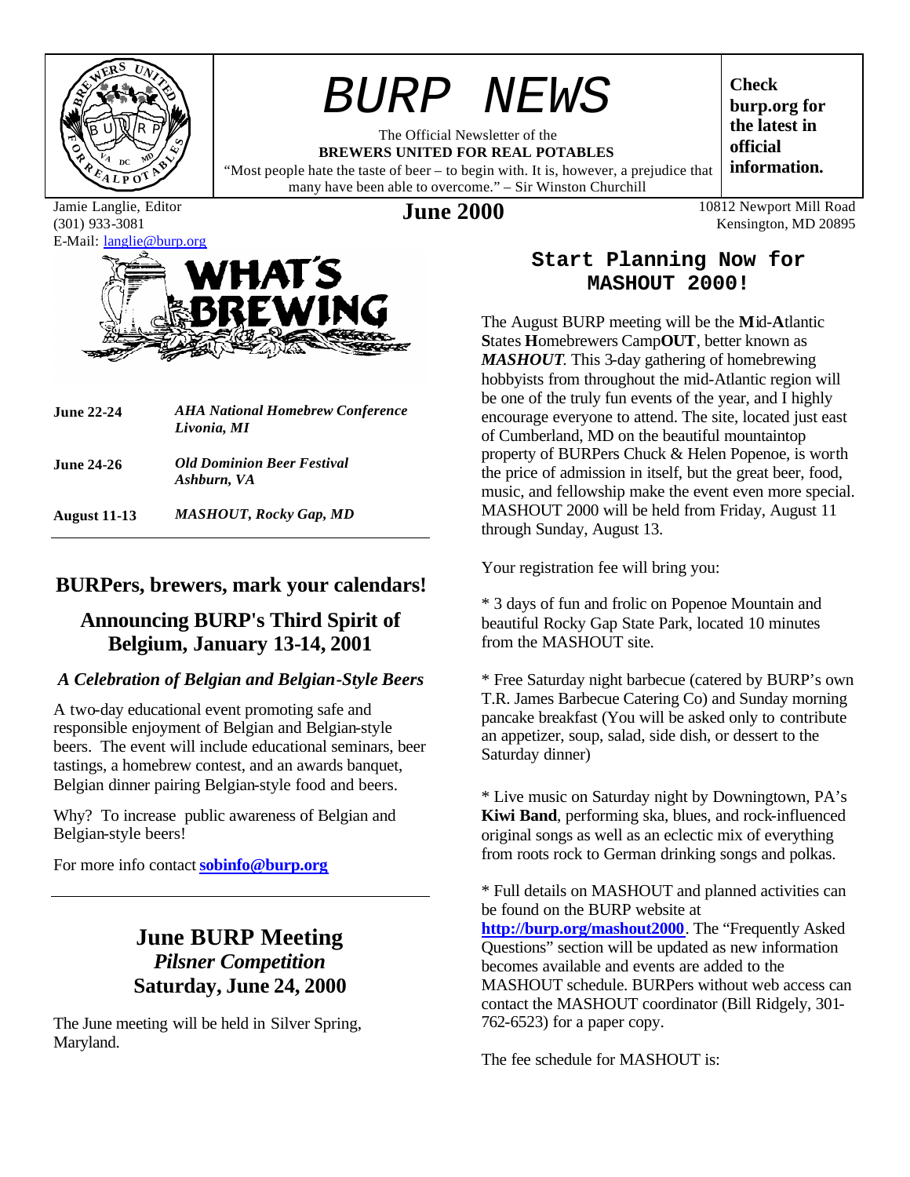# BURP NEWS

The Official Newsletter of the
**BREWERS UNITED FOR REAL POTABLES**
"Most people hate the taste of beer – to begin with. It is, however, a prejudice that many have been able to overcome." – Sir Winston Churchill

**Check burp.org for the latest in official information.**

Jamie Langlie, Editor
(301) 933-3081
E-Mail: langlie@burp.org

**June 2000**

10812 Newport Mill Road
Kensington, MD 20895

## WHAT'S BREWING

| | |
|---|---|
| **June 22-24** | ***AHA National Homebrew Conference Livonia, MI*** |
| **June 24-26** | ***Old Dominion Beer Festival Ashburn, VA*** |
| **August 11-13** | ***MASHOUT, Rocky Gap, MD*** |

## BURPers, brewers, mark your calendars!

## Announcing BURP's Third Spirit of Belgium, January 13-14, 2001

### *A Celebration of Belgian and Belgian-Style Beers*

A two-day educational event promoting safe and responsible enjoyment of Belgian and Belgian-style beers. The event will include educational seminars, beer tastings, a homebrew contest, and an awards banquet, Belgian dinner pairing Belgian-style food and beers.

Why? To increase public awareness of Belgian and Belgian-style beers!

For more info contact **sobinfo@burp.org**

## June BURP Meeting
## *Pilsner Competition*
## Saturday, June 24, 2000

The June meeting will be held in Silver Spring, Maryland.

## Start Planning Now for MASHOUT 2000!

The August BURP meeting will be the **M**id-**A**tlantic **S**tates **H**omebrewers Camp**OUT**, better known as ***MASHOUT***. This 3-day gathering of homebrewing hobbyists from throughout the mid-Atlantic region will be one of the truly fun events of the year, and I highly encourage everyone to attend. The site, located just east of Cumberland, MD on the beautiful mountaintop property of BURPers Chuck & Helen Popenoe, is worth the price of admission in itself, but the great beer, food, music, and fellowship make the event even more special. MASHOUT 2000 will be held from Friday, August 11 through Sunday, August 13.

Your registration fee will bring you:

* 3 days of fun and frolic on Popenoe Mountain and beautiful Rocky Gap State Park, located 10 minutes from the MASHOUT site.

* Free Saturday night barbecue (catered by BURP's own T.R. James Barbecue Catering Co) and Sunday morning pancake breakfast (You will be asked only to contribute an appetizer, soup, salad, side dish, or dessert to the Saturday dinner)

* Live music on Saturday night by Downingtown, PA's **Kiwi Band**, performing ska, blues, and rock-influenced original songs as well as an eclectic mix of everything from roots rock to German drinking songs and polkas.

* Full details on MASHOUT and planned activities can be found on the BURP website at **http://burp.org/mashout2000**. The "Frequently Asked Questions" section will be updated as new information becomes available and events are added to the MASHOUT schedule. BURPers without web access can contact the MASHOUT coordinator (Bill Ridgely, 301-762-6523) for a paper copy.

The fee schedule for MASHOUT is: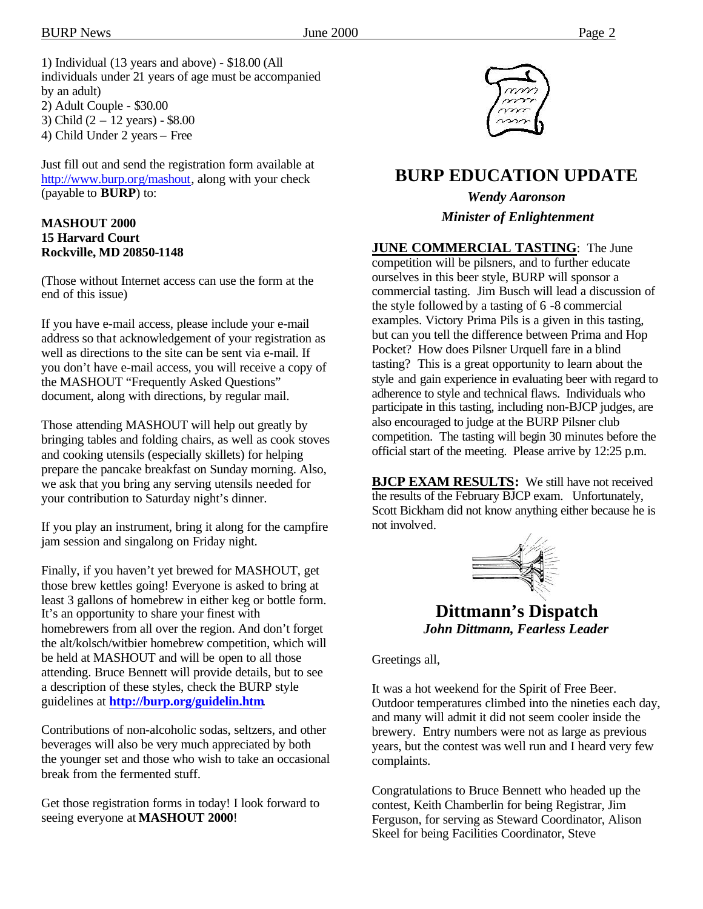1) Individual (13 years and above) - $18.00 (All individuals under 21 years of age must be accompanied by an adult)
2) Adult Couple - $30.00
3) Child (2 – 12 years) - $8.00
4) Child Under 2 years – Free

Just fill out and send the registration form available at http://www.burp.org/mashout, along with your check (payable to **BURP**) to:

**MASHOUT 2000**
**15 Harvard Court**
**Rockville, MD 20850-1148**

(Those without Internet access can use the form at the end of this issue)

If you have e-mail access, please include your e-mail address so that acknowledgement of your registration as well as directions to the site can be sent via e-mail. If you don't have e-mail access, you will receive a copy of the MASHOUT "Frequently Asked Questions" document, along with directions, by regular mail.

Those attending MASHOUT will help out greatly by bringing tables and folding chairs, as well as cook stoves and cooking utensils (especially skillets) for helping prepare the pancake breakfast on Sunday morning. Also, we ask that you bring any serving utensils needed for your contribution to Saturday night's dinner.

If you play an instrument, bring it along for the campfire jam session and singalong on Friday night.

Finally, if you haven't yet brewed for MASHOUT, get those brew kettles going! Everyone is asked to bring at least 3 gallons of homebrew in either keg or bottle form. It's an opportunity to share your finest with homebrewers from all over the region. And don't forget the alt/kolsch/witbier homebrew competition, which will be held at MASHOUT and will be open to all those attending. Bruce Bennett will provide details, but to see a description of these styles, check the BURP style guidelines at **http://burp.org/guidelin.htm**.

Contributions of non-alcoholic sodas, seltzers, and other beverages will also be very much appreciated by both the younger set and those who wish to take an occasional break from the fermented stuff.

Get those registration forms in today! I look forward to seeing everyone at **MASHOUT 2000**!

## BURP EDUCATION UPDATE

***Wendy Aaronson***
***Minister of Enlightenment***

**JUNE COMMERCIAL TASTING**: The June competition will be pilsners, and to further educate ourselves in this beer style, BURP will sponsor a commercial tasting. Jim Busch will lead a discussion of the style followed by a tasting of 6 -8 commercial examples. Victory Prima Pils is a given in this tasting, but can you tell the difference between Prima and Hop Pocket? How does Pilsner Urquell fare in a blind tasting? This is a great opportunity to learn about the style and gain experience in evaluating beer with regard to adherence to style and technical flaws. Individuals who participate in this tasting, including non-BJCP judges, are also encouraged to judge at the BURP Pilsner club competition. The tasting will begin 30 minutes before the official start of the meeting. Please arrive by 12:25 p.m.

**BJCP EXAM RESULTS:** We still have not received the results of the February BJCP exam. Unfortunately, Scott Bickham did not know anything either because he is not involved.

## Dittmann's Dispatch

***John Dittmann, Fearless Leader***

Greetings all,

It was a hot weekend for the Spirit of Free Beer. Outdoor temperatures climbed into the nineties each day, and many will admit it did not seem cooler inside the brewery. Entry numbers were not as large as previous years, but the contest was well run and I heard very few complaints.

Congratulations to Bruce Bennett who headed up the contest, Keith Chamberlin for being Registrar, Jim Ferguson, for serving as Steward Coordinator, Alison Skeel for being Facilities Coordinator, Steve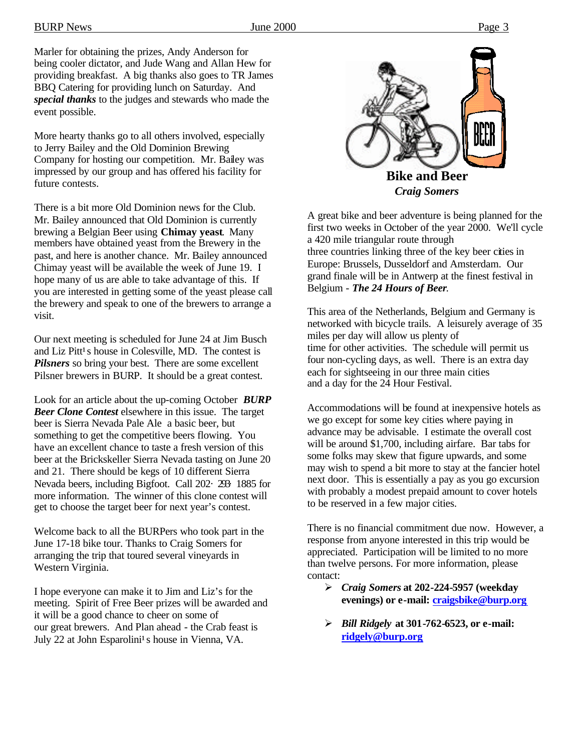Marler for obtaining the prizes, Andy Anderson for being cooler dictator, and Jude Wang and Allan Hew for providing breakfast. A big thanks also goes to TR James BBQ Catering for providing lunch on Saturday. And ***special thanks*** to the judges and stewards who made the event possible.

More hearty thanks go to all others involved, especially to Jerry Bailey and the Old Dominion Brewing Company for hosting our competition. Mr. Bailey was impressed by our group and has offered his facility for future contests.

There is a bit more Old Dominion news for the Club. Mr. Bailey announced that Old Dominion is currently brewing a Belgian Beer using **Chimay yeast**. Many members have obtained yeast from the Brewery in the past, and here is another chance. Mr. Bailey announced Chimay yeast will be available the week of June 19. I hope many of us are able to take advantage of this. If you are interested in getting some of the yeast please call the brewery and speak to one of the brewers to arrange a visit.

Our next meeting is scheduled for June 24 at Jim Busch and Liz Pitt¹s house in Colesville, MD. The contest is ***Pilsners*** so bring your best. There are some excellent Pilsner brewers in BURP. It should be a great contest.

Look for an article about the up-coming October ***BURP Beer Clone Contest*** elsewhere in this issue. The target beer is Sierra Nevada Pale Ale a basic beer, but something to get the competitive beers flowing. You have an excellent chance to taste a fresh version of this beer at the Brickskeller Sierra Nevada tasting on June 20 and 21. There should be kegs of 10 different Sierra Nevada beers, including Bigfoot. Call 202· 293· 1885 for more information. The winner of this clone contest will get to choose the target beer for next year's contest.

Welcome back to all the BURPers who took part in the June 17-18 bike tour. Thanks to Craig Somers for arranging the trip that toured several vineyards in Western Virginia.

I hope everyone can make it to Jim and Liz's for the meeting. Spirit of Free Beer prizes will be awarded and it will be a good chance to cheer on some of our great brewers. And Plan ahead - the Crab feast is July 22 at John Esparolini¹s house in Vienna, VA.

## Bike and Beer

***Craig Somers***

A great bike and beer adventure is being planned for the first two weeks in October of the year 2000. We'll cycle a 420 mile triangular route through three countries linking three of the key beer cities in Europe: Brussels, Dusseldorf and Amsterdam. Our grand finale will be in Antwerp at the finest festival in Belgium - ***The 24 Hours of Beer***.

This area of the Netherlands, Belgium and Germany is networked with bicycle trails. A leisurely average of 35 miles per day will allow us plenty of time for other activities. The schedule will permit us four non-cycling days, as well. There is an extra day each for sightseeing in our three main cities and a day for the 24 Hour Festival.

Accommodations will be found at inexpensive hotels as we go except for some key cities where paying in advance may be advisable. I estimate the overall cost will be around $1,700, including airfare. Bar tabs for some folks may skew that figure upwards, and some may wish to spend a bit more to stay at the fancier hotel next door. This is essentially a pay as you go excursion with probably a modest prepaid amount to cover hotels to be reserved in a few major cities.

There is no financial commitment due now. However, a response from anyone interested in this trip would be appreciated. Participation will be limited to no more than twelve persons. For more information, please contact:

- ***Craig Somers*** **at 202-224-5957 (weekday evenings) or e-mail: craigsbike@burp.org**
- ***Bill Ridgely*** **at 301-762-6523, or e-mail: ridgely@burp.org**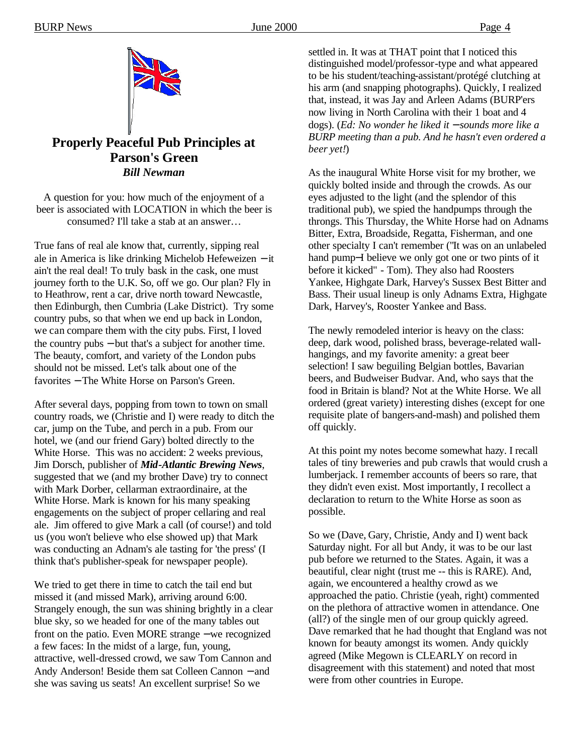## Properly Peaceful Pub Principles at Parson's Green

***Bill Newman***

A question for you: how much of the enjoyment of a beer is associated with LOCATION in which the beer is consumed? I'll take a stab at an answer…

True fans of real ale know that, currently, sipping real ale in America is like drinking Michelob Hefeweizen – it ain't the real deal! To truly bask in the cask, one must journey forth to the U.K. So, off we go. Our plan? Fly in to Heathrow, rent a car, drive north toward Newcastle, then Edinburgh, then Cumbria (Lake District). Try some country pubs, so that when we end up back in London, we can compare them with the city pubs. First, I loved the country pubs – but that's a subject for another time. The beauty, comfort, and variety of the London pubs should not be missed. Let's talk about one of the favorites – The White Horse on Parson's Green.

After several days, popping from town to town on small country roads, we (Christie and I) were ready to ditch the car, jump on the Tube, and perch in a pub. From our hotel, we (and our friend Gary) bolted directly to the White Horse. This was no accident: 2 weeks previous, Jim Dorsch, publisher of ***Mid-Atlantic Brewing News***, suggested that we (and my brother Dave) try to connect with Mark Dorber, cellarman extraordinaire, at the White Horse. Mark is known for his many speaking engagements on the subject of proper cellaring and real ale. Jim offered to give Mark a call (of course!) and told us (you won't believe who else showed up) that Mark was conducting an Adnam's ale tasting for 'the press' (I think that's publisher-speak for newspaper people).

We tried to get there in time to catch the tail end but missed it (and missed Mark), arriving around 6:00. Strangely enough, the sun was shining brightly in a clear blue sky, so we headed for one of the many tables out front on the patio. Even MORE strange – we recognized a few faces: In the midst of a large, fun, young, attractive, well-dressed crowd, we saw Tom Cannon and Andy Anderson! Beside them sat Colleen Cannon – and she was saving us seats! An excellent surprise! So we settled in. It was at THAT point that I noticed this distinguished model/professor-type and what appeared to be his student/teaching-assistant/protégé clutching at his arm (and snapping photographs). Quickly, I realized that, instead, it was Jay and Arleen Adams (BURP'ers now living in North Carolina with their 1 boat and 4 dogs). (*Ed: No wonder he liked it – sounds more like a BURP meeting than a pub. And he hasn't even ordered a beer yet!*)

As the inaugural White Horse visit for my brother, we quickly bolted inside and through the crowds. As our eyes adjusted to the light (and the splendor of this traditional pub), we spied the handpumps through the throngs. This Thursday, the White Horse had on Adnams Bitter, Extra, Broadside, Regatta, Fisherman, and one other specialty I can't remember ("It was on an unlabeled hand pump–I believe we only got one or two pints of it before it kicked" - Tom). They also had Roosters Yankee, Highgate Dark, Harvey's Sussex Best Bitter and Bass. Their usual lineup is only Adnams Extra, Highgate Dark, Harvey's, Rooster Yankee and Bass.

The newly remodeled interior is heavy on the class: deep, dark wood, polished brass, beverage-related wall-hangings, and my favorite amenity: a great beer selection! I saw beguiling Belgian bottles, Bavarian beers, and Budweiser Budvar. And, who says that the food in Britain is bland? Not at the White Horse. We all ordered (great variety) interesting dishes (except for one requisite plate of bangers-and-mash) and polished them off quickly.

At this point my notes become somewhat hazy. I recall tales of tiny breweries and pub crawls that would crush a lumberjack. I remember accounts of beers so rare, that they didn't even exist. Most importantly, I recollect a declaration to return to the White Horse as soon as possible.

So we (Dave, Gary, Christie, Andy and I) went back Saturday night. For all but Andy, it was to be our last pub before we returned to the States. Again, it was a beautiful, clear night (trust me -- this is RARE). And, again, we encountered a healthy crowd as we approached the patio. Christie (yeah, right) commented on the plethora of attractive women in attendance. One (all?) of the single men of our group quickly agreed. Dave remarked that he had thought that England was not known for beauty amongst its women. Andy quickly agreed (Mike Megown is CLEARLY on record in disagreement with this statement) and noted that most were from other countries in Europe.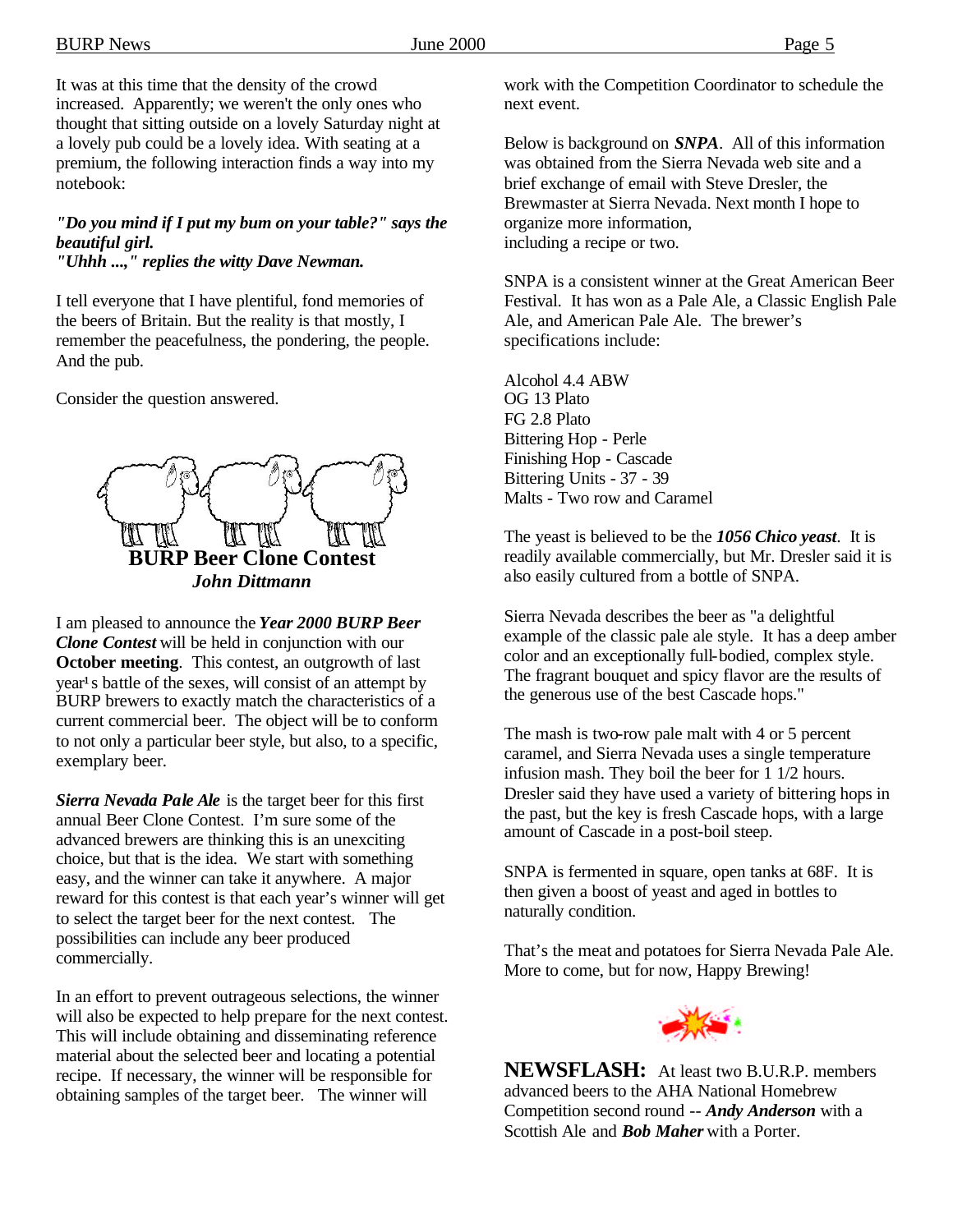It was at this time that the density of the crowd increased. Apparently; we weren't the only ones who thought that sitting outside on a lovely Saturday night at a lovely pub could be a lovely idea. With seating at a premium, the following interaction finds a way into my notebook:

***"Do you mind if I put my bum on your table?" says the beautiful girl.***
***"Uhhh ...," replies the witty Dave Newman.***

I tell everyone that I have plentiful, fond memories of the beers of Britain. But the reality is that mostly, I remember the peacefulness, the pondering, the people. And the pub.

Consider the question answered.

## BURP Beer Clone Contest

***John Dittmann***

I am pleased to announce the ***Year 2000 BURP Beer Clone Contest*** will be held in conjunction with our **October meeting**. This contest, an outgrowth of last year¹s battle of the sexes, will consist of an attempt by BURP brewers to exactly match the characteristics of a current commercial beer. The object will be to conform to not only a particular beer style, but also, to a specific, exemplary beer.

***Sierra Nevada Pale Ale*** is the target beer for this first annual Beer Clone Contest. I'm sure some of the advanced brewers are thinking this is an unexciting choice, but that is the idea. We start with something easy, and the winner can take it anywhere. A major reward for this contest is that each year's winner will get to select the target beer for the next contest. The possibilities can include any beer produced commercially.

In an effort to prevent outrageous selections, the winner will also be expected to help prepare for the next contest. This will include obtaining and disseminating reference material about the selected beer and locating a potential recipe. If necessary, the winner will be responsible for obtaining samples of the target beer. The winner will work with the Competition Coordinator to schedule the next event.

Below is background on ***SNPA***. All of this information was obtained from the Sierra Nevada web site and a brief exchange of email with Steve Dresler, the Brewmaster at Sierra Nevada. Next month I hope to organize more information,
including a recipe or two.

SNPA is a consistent winner at the Great American Beer Festival. It has won as a Pale Ale, a Classic English Pale Ale, and American Pale Ale. The brewer's specifications include:

Alcohol 4.4 ABW
OG 13 Plato
FG 2.8 Plato
Bittering Hop - Perle
Finishing Hop - Cascade
Bittering Units - 37 - 39
Malts - Two row and Caramel

The yeast is believed to be the ***1056 Chico yeast***. It is readily available commercially, but Mr. Dresler said it is also easily cultured from a bottle of SNPA.

Sierra Nevada describes the beer as "a delightful example of the classic pale ale style. It has a deep amber color and an exceptionally full-bodied, complex style. The fragrant bouquet and spicy flavor are the results of the generous use of the best Cascade hops."

The mash is two-row pale malt with 4 or 5 percent caramel, and Sierra Nevada uses a single temperature infusion mash. They boil the beer for 1 1/2 hours. Dresler said they have used a variety of bittering hops in the past, but the key is fresh Cascade hops, with a large amount of Cascade in a post-boil steep.

SNPA is fermented in square, open tanks at 68F. It is then given a boost of yeast and aged in bottles to naturally condition.

That's the meat and potatoes for Sierra Nevada Pale Ale. More to come, but for now, Happy Brewing!

**NEWSFLASH:** At least two B.U.R.P. members advanced beers to the AHA National Homebrew Competition second round -- ***Andy Anderson*** with a Scottish Ale and ***Bob Maher*** with a Porter.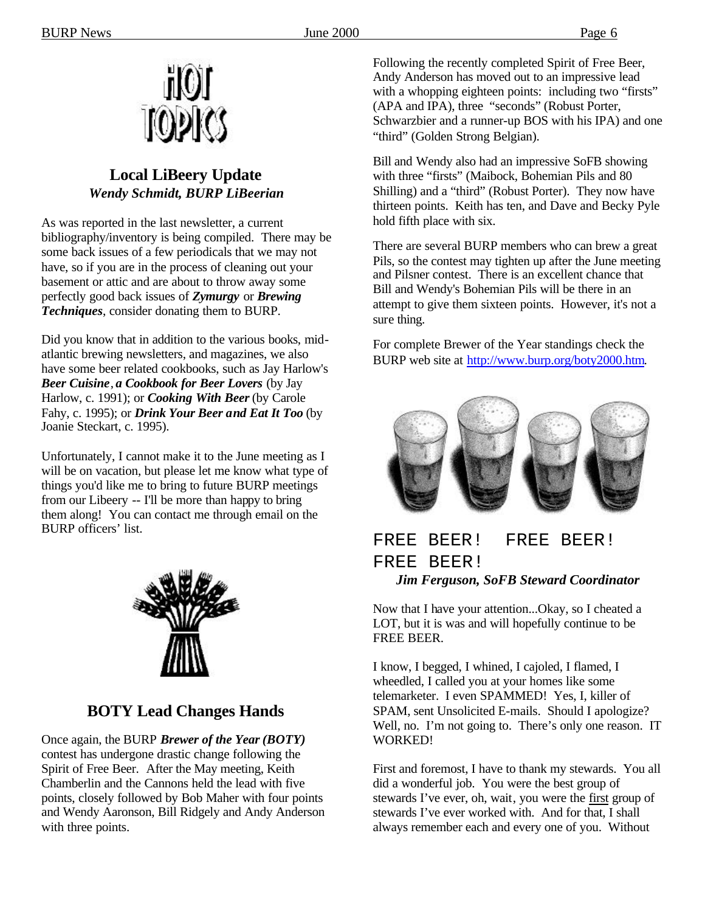## Local LiBeery Update

***Wendy Schmidt, BURP LiBeerian***

As was reported in the last newsletter, a current bibliography/inventory is being compiled. There may be some back issues of a few periodicals that we may not have, so if you are in the process of cleaning out your basement or attic and are about to throw away some perfectly good back issues of ***Zymurgy*** or ***Brewing Techniques***, consider donating them to BURP.

Did you know that in addition to the various books, mid-atlantic brewing newsletters, and magazines, we also have some beer related cookbooks, such as Jay Harlow's ***Beer Cuisine, a Cookbook for Beer Lovers*** (by Jay Harlow, c. 1991); or ***Cooking With Beer*** (by Carole Fahy, c. 1995); or ***Drink Your Beer and Eat It Too*** (by Joanie Steckart, c. 1995).

Unfortunately, I cannot make it to the June meeting as I will be on vacation, but please let me know what type of things you'd like me to bring to future BURP meetings from our Libeery -- I'll be more than happy to bring them along! You can contact me through email on the BURP officers' list.

## BOTY Lead Changes Hands

Once again, the BURP ***Brewer of the Year (BOTY)*** contest has undergone drastic change following the Spirit of Free Beer. After the May meeting, Keith Chamberlin and the Cannons held the lead with five points, closely followed by Bob Maher with four points and Wendy Aaronson, Bill Ridgely and Andy Anderson with three points.

Following the recently completed Spirit of Free Beer, Andy Anderson has moved out to an impressive lead with a whopping eighteen points: including two "firsts" (APA and IPA), three "seconds" (Robust Porter, Schwarzbier and a runner-up BOS with his IPA) and one "third" (Golden Strong Belgian).

Bill and Wendy also had an impressive SoFB showing with three "firsts" (Maibock, Bohemian Pils and 80 Shilling) and a "third" (Robust Porter). They now have thirteen points. Keith has ten, and Dave and Becky Pyle hold fifth place with six.

There are several BURP members who can brew a great Pils, so the contest may tighten up after the June meeting and Pilsner contest. There is an excellent chance that Bill and Wendy's Bohemian Pils will be there in an attempt to give them sixteen points. However, it's not a sure thing.

For complete Brewer of the Year standings check the BURP web site at http://www.burp.org/boty2000.htm.

## FREE BEER! FREE BEER! FREE BEER!

***Jim Ferguson, SoFB Steward Coordinator***

Now that I have your attention...Okay, so I cheated a LOT, but it is was and will hopefully continue to be FREE BEER.

I know, I begged, I whined, I cajoled, I flamed, I wheedled, I called you at your homes like some telemarketer. I even SPAMMED! Yes, I, killer of SPAM, sent Unsolicited E-mails. Should I apologize? Well, no. I'm not going to. There's only one reason. IT WORKED!

First and foremost, I have to thank my stewards. You all did a wonderful job. You were the best group of stewards I've ever, oh, wait, you were the first group of stewards I've ever worked with. And for that, I shall always remember each and every one of you. Without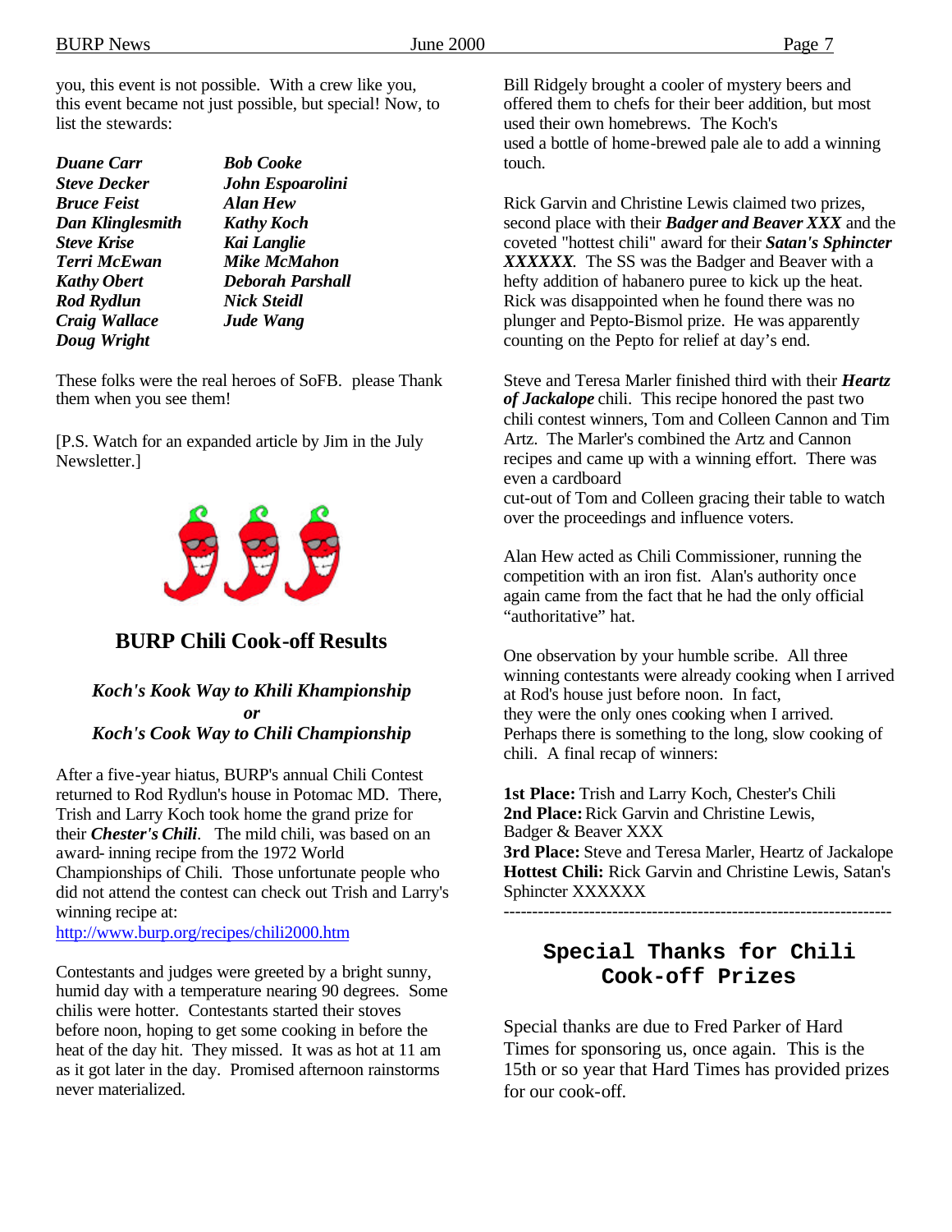you, this event is not possible. With a crew like you, this event became not just possible, but special! Now, to list the stewards:

| | |
|---|---|
| ***Duane Carr*** | ***Bob Cooke*** |
| ***Steve Decker*** | ***John Espoarolini*** |
| ***Bruce Feist*** | ***Alan Hew*** |
| ***Dan Klinglesmith*** | ***Kathy Koch*** |
| ***Steve Krise*** | ***Kai Langlie*** |
| ***Terri McEwan*** | ***Mike McMahon*** |
| ***Kathy Obert*** | ***Deborah Parshall*** |
| ***Rod Rydlun*** | ***Nick Steidl*** |
| ***Craig Wallace*** | ***Jude Wang*** |
| ***Doug Wright*** | |

These folks were the real heroes of SoFB. please Thank them when you see them!

[P.S. Watch for an expanded article by Jim in the July Newsletter.]

## BURP Chili Cook-off Results

***Koch's Kook Way to Khili Khampionship***
***or***
***Koch's Cook Way to Chili Championship***

After a five-year hiatus, BURP's annual Chili Contest returned to Rod Rydlun's house in Potomac MD. There, Trish and Larry Koch took home the grand prize for their ***Chester's Chili***. The mild chili, was based on an award-inning recipe from the 1972 World Championships of Chili. Those unfortunate people who did not attend the contest can check out Trish and Larry's winning recipe at:
http://www.burp.org/recipes/chili2000.htm

Contestants and judges were greeted by a bright sunny, humid day with a temperature nearing 90 degrees. Some chilis were hotter. Contestants started their stoves before noon, hoping to get some cooking in before the heat of the day hit. They missed. It was as hot at 11 am as it got later in the day. Promised afternoon rainstorms never materialized.

Bill Ridgely brought a cooler of mystery beers and offered them to chefs for their beer addition, but most used their own homebrews. The Koch's used a bottle of home-brewed pale ale to add a winning touch.

Rick Garvin and Christine Lewis claimed two prizes, second place with their ***Badger and Beaver XXX*** and the coveted "hottest chili" award for their ***Satan's Sphincter XXXXXX***. The SS was the Badger and Beaver with a hefty addition of habanero puree to kick up the heat. Rick was disappointed when he found there was no plunger and Pepto-Bismol prize. He was apparently counting on the Pepto for relief at day's end.

Steve and Teresa Marler finished third with their ***Heartz of Jackalope*** chili. This recipe honored the past two chili contest winners, Tom and Colleen Cannon and Tim Artz. The Marler's combined the Artz and Cannon recipes and came up with a winning effort. There was even a cardboard cut-out of Tom and Colleen gracing their table to watch over the proceedings and influence voters.

Alan Hew acted as Chili Commissioner, running the competition with an iron fist. Alan's authority once again came from the fact that he had the only official "authoritative" hat.

One observation by your humble scribe. All three winning contestants were already cooking when I arrived at Rod's house just before noon. In fact, they were the only ones cooking when I arrived. Perhaps there is something to the long, slow cooking of chili. A final recap of winners:

**1st Place:** Trish and Larry Koch, Chester's Chili
**2nd Place:** Rick Garvin and Christine Lewis, Badger & Beaver XXX
**3rd Place:** Steve and Teresa Marler, Heartz of Jackalope
**Hottest Chili:** Rick Garvin and Christine Lewis, Satan's Sphincter XXXXXX

---

## Special Thanks for Chili Cook-off Prizes

Special thanks are due to Fred Parker of Hard Times for sponsoring us, once again. This is the 15th or so year that Hard Times has provided prizes for our cook-off.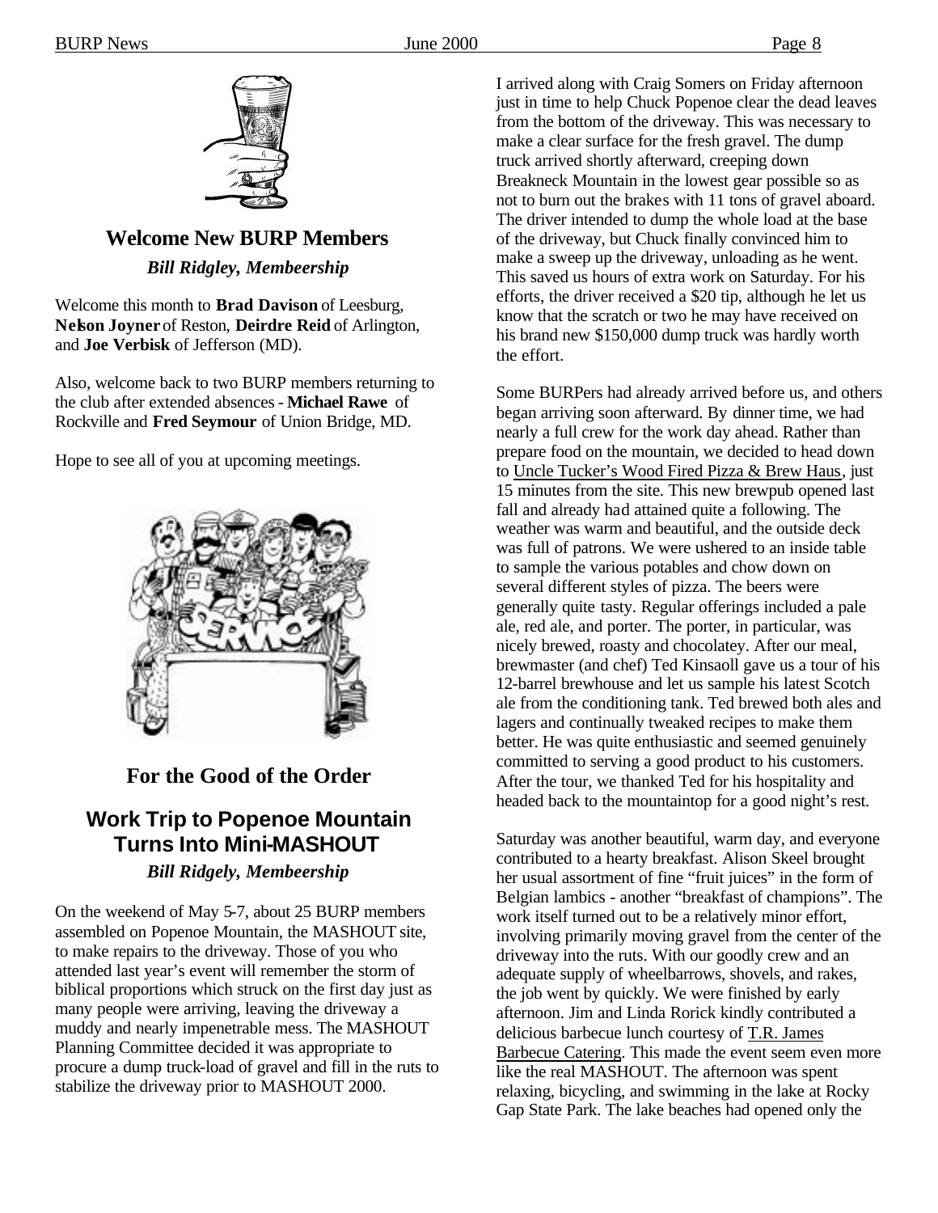## Welcome New BURP Members

***Bill Ridgley, Membeership***

Welcome this month to **Brad Davison** of Leesburg, **Nelson Joyner** of Reston, **Deirdre Reid** of Arlington, and **Joe Verbisk** of Jefferson (MD).

Also, welcome back to two BURP members returning to the club after extended absences - **Michael Rawe** of Rockville and **Fred Seymour** of Union Bridge, MD.

Hope to see all of you at upcoming meetings.

## For the Good of the Order

## Work Trip to Popenoe Mountain Turns Into Mini-MASHOUT

***Bill Ridgely, Membeership***

On the weekend of May 5-7, about 25 BURP members assembled on Popenoe Mountain, the MASHOUT site, to make repairs to the driveway. Those of you who attended last year's event will remember the storm of biblical proportions which struck on the first day just as many people were arriving, leaving the driveway a muddy and nearly impenetrable mess. The MASHOUT Planning Committee decided it was appropriate to procure a dump truck-load of gravel and fill in the ruts to stabilize the driveway prior to MASHOUT 2000.

I arrived along with Craig Somers on Friday afternoon just in time to help Chuck Popenoe clear the dead leaves from the bottom of the driveway. This was necessary to make a clear surface for the fresh gravel. The dump truck arrived shortly afterward, creeping down Breakneck Mountain in the lowest gear possible so as not to burn out the brakes with 11 tons of gravel aboard. The driver intended to dump the whole load at the base of the driveway, but Chuck finally convinced him to make a sweep up the driveway, unloading as he went. This saved us hours of extra work on Saturday. For his efforts, the driver received a $20 tip, although he let us know that the scratch or two he may have received on his brand new $150,000 dump truck was hardly worth the effort.

Some BURPers had already arrived before us, and others began arriving soon afterward. By dinner time, we had nearly a full crew for the work day ahead. Rather than prepare food on the mountain, we decided to head down to Uncle Tucker's Wood Fired Pizza & Brew Haus, just 15 minutes from the site. This new brewpub opened last fall and already had attained quite a following. The weather was warm and beautiful, and the outside deck was full of patrons. We were ushered to an inside table to sample the various potables and chow down on several different styles of pizza. The beers were generally quite tasty. Regular offerings included a pale ale, red ale, and porter. The porter, in particular, was nicely brewed, roasty and chocolatey. After our meal, brewmaster (and chef) Ted Kinsaoll gave us a tour of his 12-barrel brewhouse and let us sample his latest Scotch ale from the conditioning tank. Ted brewed both ales and lagers and continually tweaked recipes to make them better. He was quite enthusiastic and seemed genuinely committed to serving a good product to his customers. After the tour, we thanked Ted for his hospitality and headed back to the mountaintop for a good night's rest.

Saturday was another beautiful, warm day, and everyone contributed to a hearty breakfast. Alison Skeel brought her usual assortment of fine "fruit juices" in the form of Belgian lambics - another "breakfast of champions". The work itself turned out to be a relatively minor effort, involving primarily moving gravel from the center of the driveway into the ruts. With our goodly crew and an adequate supply of wheelbarrows, shovels, and rakes, the job went by quickly. We were finished by early afternoon. Jim and Linda Rorick kindly contributed a delicious barbecue lunch courtesy of T.R. James Barbecue Catering. This made the event seem even more like the real MASHOUT. The afternoon was spent relaxing, bicycling, and swimming in the lake at Rocky Gap State Park. The lake beaches had opened only the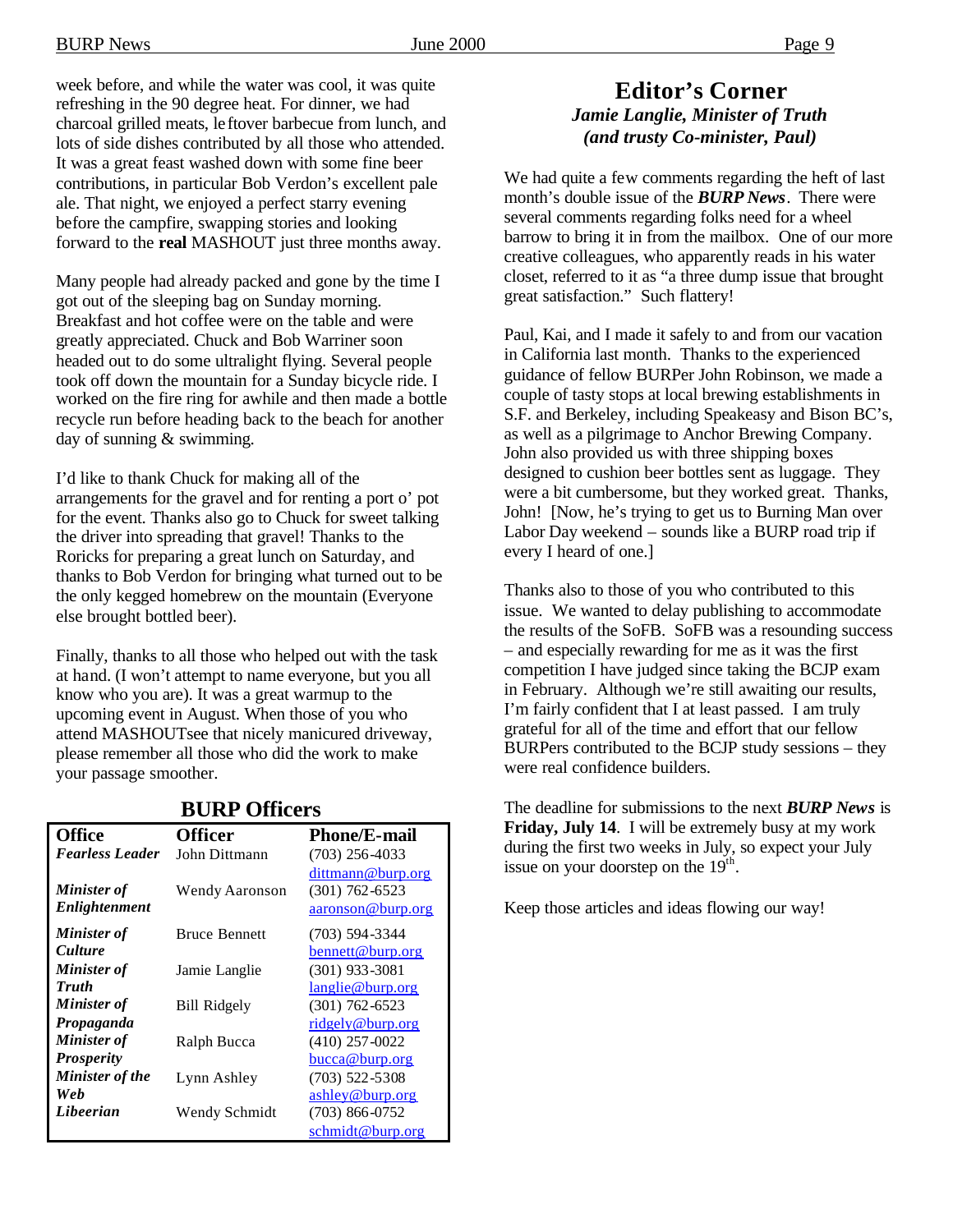week before, and while the water was cool, it was quite refreshing in the 90 degree heat. For dinner, we had charcoal grilled meats, leftover barbecue from lunch, and lots of side dishes contributed by all those who attended. It was a great feast washed down with some fine beer contributions, in particular Bob Verdon's excellent pale ale. That night, we enjoyed a perfect starry evening before the campfire, swapping stories and looking forward to the **real** MASHOUT just three months away.

Many people had already packed and gone by the time I got out of the sleeping bag on Sunday morning. Breakfast and hot coffee were on the table and were greatly appreciated. Chuck and Bob Warriner soon headed out to do some ultralight flying. Several people took off down the mountain for a Sunday bicycle ride. I worked on the fire ring for awhile and then made a bottle recycle run before heading back to the beach for another day of sunning & swimming.

I'd like to thank Chuck for making all of the arrangements for the gravel and for renting a port o' pot for the event. Thanks also go to Chuck for sweet talking the driver into spreading that gravel! Thanks to the Roricks for preparing a great lunch on Saturday, and thanks to Bob Verdon for bringing what turned out to be the only kegged homebrew on the mountain (Everyone else brought bottled beer).

Finally, thanks to all those who helped out with the task at hand. (I won't attempt to name everyone, but you all know who you are). It was a great warmup to the upcoming event in August. When those of you who attend MASHOUTsee that nicely manicured driveway, please remember all those who did the work to make your passage smoother.

## BURP Officers

| Office | Officer | Phone/E-mail |
|---|---|---|
| ***Fearless Leader*** | John Dittmann | (703) 256-4033 dittmann@burp.org |
| ***Minister of Enlightenment*** | Wendy Aaronson | (301) 762-6523 aaronson@burp.org |
| ***Minister of Culture*** | Bruce Bennett | (703) 594-3344 bennett@burp.org |
| ***Minister of Truth*** | Jamie Langlie | (301) 933-3081 langlie@burp.org |
| ***Minister of Propaganda*** | Bill Ridgely | (301) 762-6523 ridgely@burp.org |
| ***Minister of Prosperity*** | Ralph Bucca | (410) 257-0022 bucca@burp.org |
| ***Minister of the Web*** | Lynn Ashley | (703) 522-5308 ashley@burp.org |
| ***Libeerian*** | Wendy Schmidt | (703) 866-0752 schmidt@burp.org |

# Editor's Corner

***Jamie Langlie, Minister of Truth***
***(and trusty Co-minister, Paul)***

We had quite a few comments regarding the heft of last month's double issue of the ***BURP News***. There were several comments regarding folks need for a wheel barrow to bring it in from the mailbox. One of our more creative colleagues, who apparently reads in his water closet, referred to it as "a three dump issue that brought great satisfaction." Such flattery!

Paul, Kai, and I made it safely to and from our vacation in California last month. Thanks to the experienced guidance of fellow BURPer John Robinson, we made a couple of tasty stops at local brewing establishments in S.F. and Berkeley, including Speakeasy and Bison BC's, as well as a pilgrimage to Anchor Brewing Company. John also provided us with three shipping boxes designed to cushion beer bottles sent as luggage. They were a bit cumbersome, but they worked great. Thanks, John! [Now, he's trying to get us to Burning Man over Labor Day weekend – sounds like a BURP road trip if every I heard of one.]

Thanks also to those of you who contributed to this issue. We wanted to delay publishing to accommodate the results of the SoFB. SoFB was a resounding success – and especially rewarding for me as it was the first competition I have judged since taking the BCJP exam in February. Although we're still awaiting our results, I'm fairly confident that I at least passed. I am truly grateful for all of the time and effort that our fellow BURPers contributed to the BCJP study sessions – they were real confidence builders.

The deadline for submissions to the next ***BURP News*** is **Friday, July 14**. I will be extremely busy at my work during the first two weeks in July, so expect your July issue on your doorstep on the 19th.

Keep those articles and ideas flowing our way!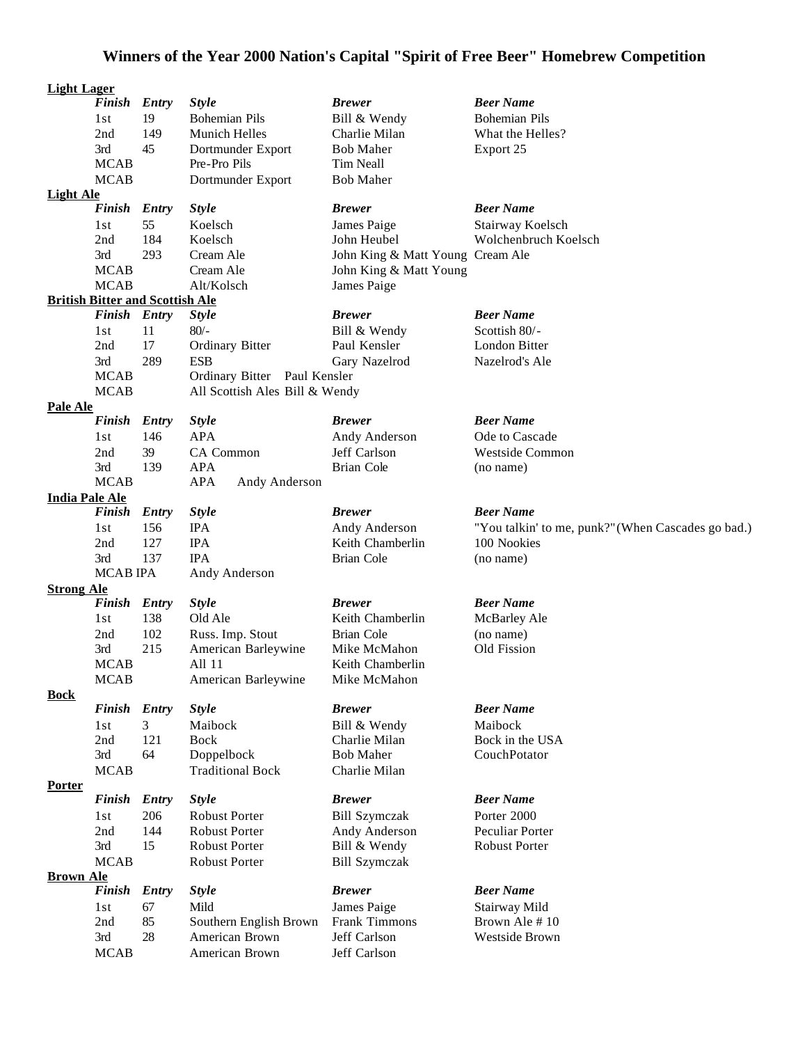# Winners of the Year 2000 Nation's Capital "Spirit of Free Beer" Homebrew Competition

**Light Lager**

| *Finish* | *Entry* | *Style* | *Brewer* | *Beer Name* |
|---|---|---|---|---|
| 1st | 19 | Bohemian Pils | Bill & Wendy | Bohemian Pils |
| 2nd | 149 | Munich Helles | Charlie Milan | What the Helles? |
| 3rd | 45 | Dortmunder Export | Bob Maher | Export 25 |
| MCAB | | Pre-Pro Pils | Tim Neall | |
| MCAB | | Dortmunder Export | Bob Maher | |

**Light Ale**

| *Finish* | *Entry* | *Style* | *Brewer* | *Beer Name* |
|---|---|---|---|---|
| 1st | 55 | Koelsch | James Paige | Stairway Koelsch |
| 2nd | 184 | Koelsch | John Heubel | Wolchenbruch Koelsch |
| 3rd | 293 | Cream Ale | John King & Matt Young | Cream Ale |
| MCAB | | Cream Ale | John King & Matt Young | |
| MCAB | | Alt/Kolsch | James Paige | |

**British Bitter and Scottish Ale**

| *Finish* | *Entry* | *Style* | *Brewer* | *Beer Name* |
|---|---|---|---|---|
| 1st | 11 | 80/- | Bill & Wendy | Scottish 80/- |
| 2nd | 17 | Ordinary Bitter | Paul Kensler | London Bitter |
| 3rd | 289 | ESB | Gary Nazelrod | Nazelrod's Ale |
| MCAB | | Ordinary Bitter | Paul Kensler | |
| MCAB | | All Scottish Ales | Bill & Wendy | |

**Pale Ale**

| *Finish* | *Entry* | *Style* | *Brewer* | *Beer Name* |
|---|---|---|---|---|
| 1st | 146 | APA | Andy Anderson | Ode to Cascade |
| 2nd | 39 | CA Common | Jeff Carlson | Westside Common |
| 3rd | 139 | APA | Brian Cole | (no name) |
| MCAB | | APA | Andy Anderson | |

**India Pale Ale**

| *Finish* | *Entry* | *Style* | *Brewer* | *Beer Name* |
|---|---|---|---|---|
| 1st | 156 | IPA | Andy Anderson | "You talkin' to me, punk?"(When Cascades go bad.) |
| 2nd | 127 | IPA | Keith Chamberlin | 100 Nookies |
| 3rd | 137 | IPA | Brian Cole | (no name) |
| MCAB | | IPA | Andy Anderson | |

**Strong Ale**

| *Finish* | *Entry* | *Style* | *Brewer* | *Beer Name* |
|---|---|---|---|---|
| 1st | 138 | Old Ale | Keith Chamberlin | McBarley Ale |
| 2nd | 102 | Russ. Imp. Stout | Brian Cole | (no name) |
| 3rd | 215 | American Barleywine | Mike McMahon | Old Fission |
| MCAB | | All 11 | Keith Chamberlin | |
| MCAB | | American Barleywine | Mike McMahon | |

**Bock**

| *Finish* | *Entry* | *Style* | *Brewer* | *Beer Name* |
|---|---|---|---|---|
| 1st | 3 | Maibock | Bill & Wendy | Maibock |
| 2nd | 121 | Bock | Charlie Milan | Bock in the USA |
| 3rd | 64 | Doppelbock | Bob Maher | CouchPotator |
| MCAB | | Traditional Bock | Charlie Milan | |

**Porter**

| *Finish* | *Entry* | *Style* | *Brewer* | *Beer Name* |
|---|---|---|---|---|
| 1st | 206 | Robust Porter | Bill Szymczak | Porter 2000 |
| 2nd | 144 | Robust Porter | Andy Anderson | Peculiar Porter |
| 3rd | 15 | Robust Porter | Bill & Wendy | Robust Porter |
| MCAB | | Robust Porter | Bill Szymczak | |

**Brown Ale**

| *Finish* | *Entry* | *Style* | *Brewer* | *Beer Name* |
|---|---|---|---|---|
| 1st | 67 | Mild | James Paige | Stairway Mild |
| 2nd | 85 | Southern English Brown | Frank Timmons | Brown Ale # 10 |
| 3rd | 28 | American Brown | Jeff Carlson | Westside Brown |
| MCAB | | American Brown | Jeff Carlson | |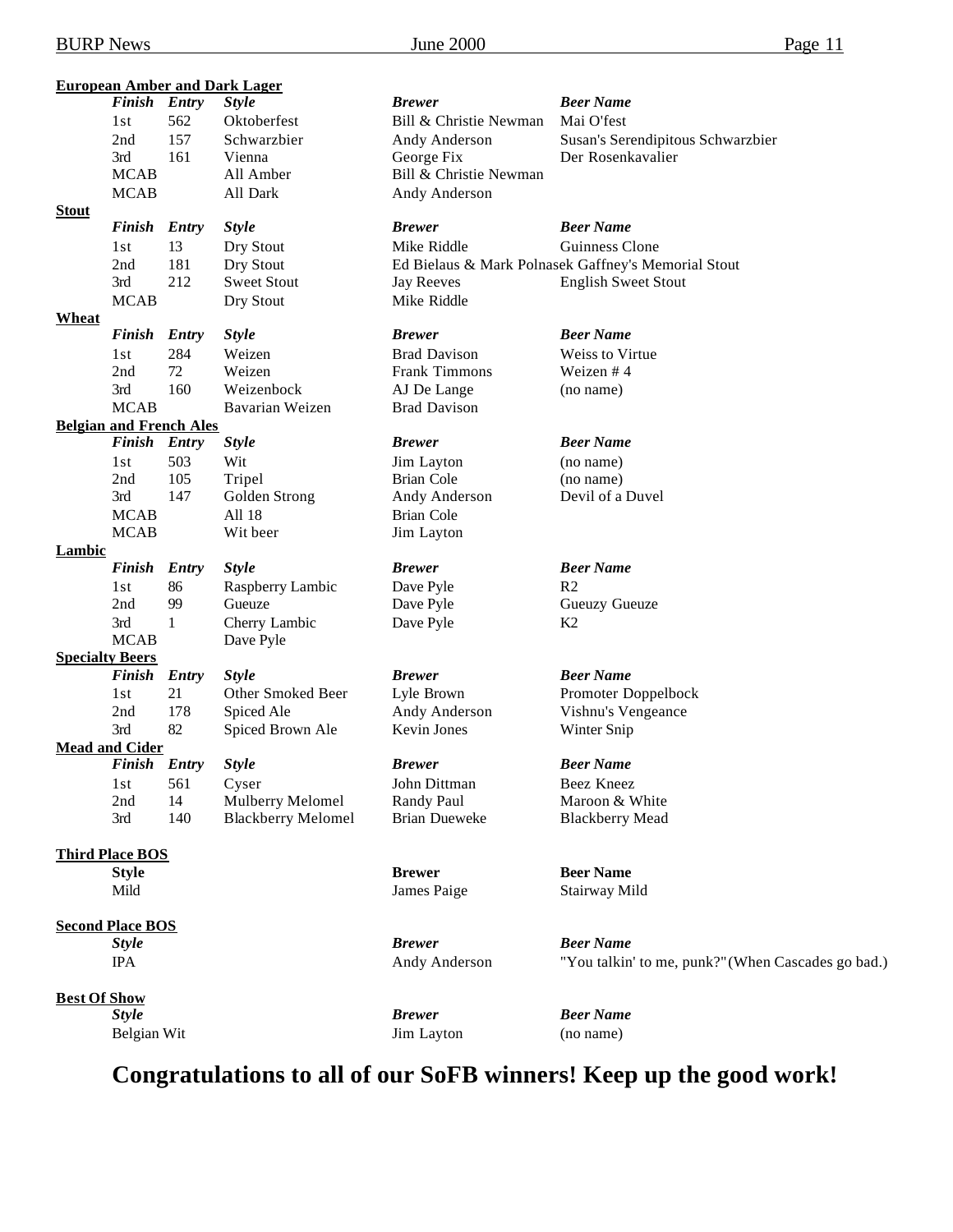**European Amber and Dark Lager**

| Finish | Entry | Style | Brewer | Beer Name |
|---|---|---|---|---|
| 1st | 562 | Oktoberfest | Bill & Christie Newman | Mai O'fest |
| 2nd | 157 | Schwarzbier | Andy Anderson | Susan's Serendipitous Schwarzbier |
| 3rd | 161 | Vienna | George Fix | Der Rosenkavalier |
| MCAB | | All Amber | Bill & Christie Newman | |
| MCAB | | All Dark | Andy Anderson | |

**Stout**

| Finish | Entry | Style | Brewer | Beer Name |
|---|---|---|---|---|
| 1st | 13 | Dry Stout | Mike Riddle | Guinness Clone |
| 2nd | 181 | Dry Stout | Ed Bielaus & Mark Polnasek | Gaffney's Memorial Stout |
| 3rd | 212 | Sweet Stout | Jay Reeves | English Sweet Stout |
| MCAB | | Dry Stout | Mike Riddle | |

**Wheat**

| Finish | Entry | Style | Brewer | Beer Name |
|---|---|---|---|---|
| 1st | 284 | Weizen | Brad Davison | Weiss to Virtue |
| 2nd | 72 | Weizen | Frank Timmons | Weizen # 4 |
| 3rd | 160 | Weizenbock | AJ De Lange | (no name) |
| MCAB | | Bavarian Weizen | Brad Davison | |

**Belgian and French Ales**

| Finish | Entry | Style | Brewer | Beer Name |
|---|---|---|---|---|
| 1st | 503 | Wit | Jim Layton | (no name) |
| 2nd | 105 | Tripel | Brian Cole | (no name) |
| 3rd | 147 | Golden Strong | Andy Anderson | Devil of a Duvel |
| MCAB | | All 18 | Brian Cole | |
| MCAB | | Wit beer | Jim Layton | |

**Lambic**

| Finish | Entry | Style | Brewer | Beer Name |
|---|---|---|---|---|
| 1st | 86 | Raspberry Lambic | Dave Pyle | R2 |
| 2nd | 99 | Gueuze | Dave Pyle | Gueuzy Gueuze |
| 3rd | 1 | Cherry Lambic | Dave Pyle | K2 |
| MCAB | | Dave Pyle | | |

**Specialty Beers**

| Finish | Entry | Style | Brewer | Beer Name |
|---|---|---|---|---|
| 1st | 21 | Other Smoked Beer | Lyle Brown | Promoter Doppelbock |
| 2nd | 178 | Spiced Ale | Andy Anderson | Vishnu's Vengeance |
| 3rd | 82 | Spiced Brown Ale | Kevin Jones | Winter Snip |

**Mead and Cider**

| Finish | Entry | Style | Brewer | Beer Name |
|---|---|---|---|---|
| 1st | 561 | Cyser | John Dittman | Beez Kneez |
| 2nd | 14 | Mulberry Melomel | Randy Paul | Maroon & White |
| 3rd | 140 | Blackberry Melomel | Brian Dueweke | Blackberry Mead |

**Third Place BOS**

| Style | Brewer | Beer Name |
|---|---|---|
| Mild | James Paige | Stairway Mild |

**Second Place BOS**

| Style | Brewer | Beer Name |
|---|---|---|
| IPA | Andy Anderson | "You talkin' to me, punk?" (When Cascades go bad.) |

**Best Of Show**

| Style | Brewer | Beer Name |
|---|---|---|
| Belgian Wit | Jim Layton | (no name) |

# Congratulations to all of our SoFB winners! Keep up the good work!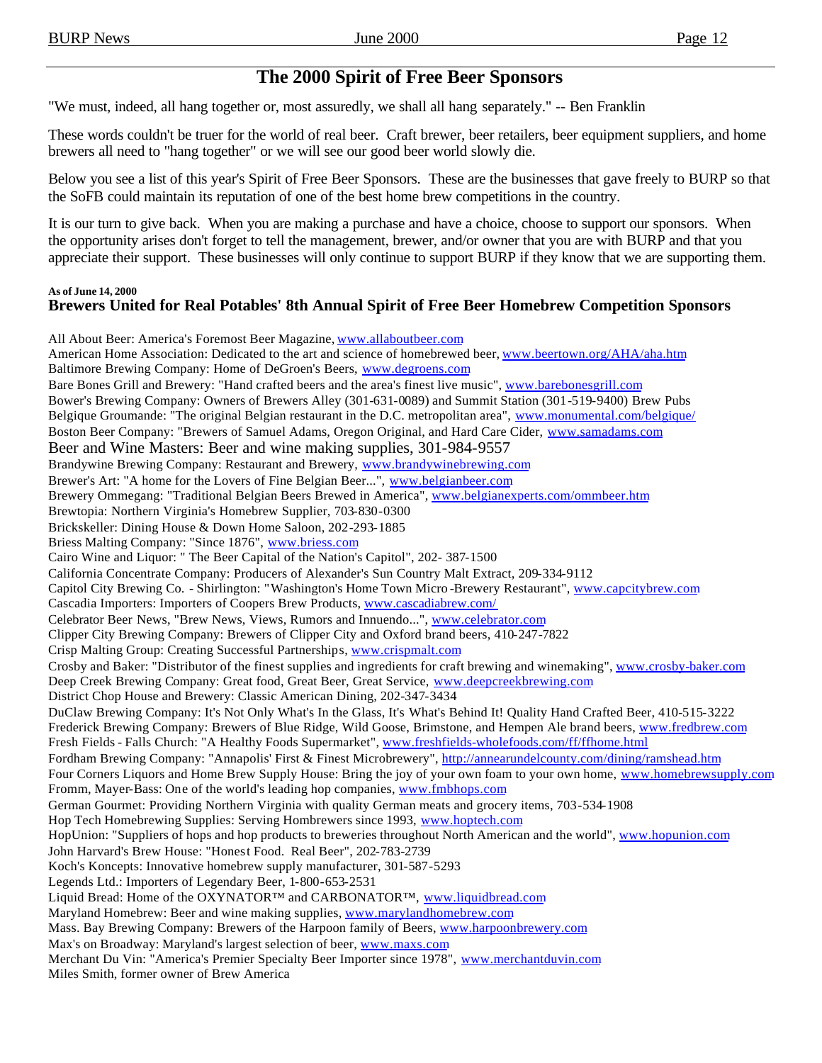# The 2000 Spirit of Free Beer Sponsors

"We must, indeed, all hang together or, most assuredly, we shall all hang separately." -- Ben Franklin

These words couldn't be truer for the world of real beer. Craft brewer, beer retailers, beer equipment suppliers, and home brewers all need to "hang together" or we will see our good beer world slowly die.

Below you see a list of this year's Spirit of Free Beer Sponsors. These are the businesses that gave freely to BURP so that the SoFB could maintain its reputation of one of the best home brew competitions in the country.

It is our turn to give back. When you are making a purchase and have a choice, choose to support our sponsors. When the opportunity arises don't forget to tell the management, brewer, and/or owner that you are with BURP and that you appreciate their support. These businesses will only continue to support BURP if they know that we are supporting them.

**As of June 14, 2000**

**Brewers United for Real Potables' 8th Annual Spirit of Free Beer Homebrew Competition Sponsors**

All About Beer: America's Foremost Beer Magazine, www.allaboutbeer.com
American Home Association: Dedicated to the art and science of homebrewed beer, www.beertown.org/AHA/aha.htm
Baltimore Brewing Company: Home of DeGroen's Beers, www.degroens.com
Bare Bones Grill and Brewery: "Hand crafted beers and the area's finest live music", www.barebonesgrill.com
Bower's Brewing Company: Owners of Brewers Alley (301-631-0089) and Summit Station (301-519-9400) Brew Pubs
Belgique Groumande: "The original Belgian restaurant in the D.C. metropolitan area", www.monumental.com/belgique/
Boston Beer Company: "Brewers of Samuel Adams, Oregon Original, and Hard Care Cider, www.samadams.com
Beer and Wine Masters: Beer and wine making supplies, 301-984-9557
Brandywine Brewing Company: Restaurant and Brewery, www.brandywinebrewing.com
Brewer's Art: "A home for the Lovers of Fine Belgian Beer...", www.belgianbeer.com
Brewery Ommegang: "Traditional Belgian Beers Brewed in America", www.belgianexperts.com/ommbeer.htm
Brewtopia: Northern Virginia's Homebrew Supplier, 703-830-0300
Brickskeller: Dining House & Down Home Saloon, 202-293-1885
Briess Malting Company: "Since 1876", www.briess.com
Cairo Wine and Liquor: " The Beer Capital of the Nation's Capitol", 202- 387-1500
California Concentrate Company: Producers of Alexander's Sun Country Malt Extract, 209-334-9112
Capitol City Brewing Co. - Shirlington: "Washington's Home Town Micro-Brewery Restaurant", www.capcitybrew.com
Cascadia Importers: Importers of Coopers Brew Products, www.cascadiabrew.com/
Celebrator Beer News, "Brew News, Views, Rumors and Innuendo...", www.celebrator.com
Clipper City Brewing Company: Brewers of Clipper City and Oxford brand beers, 410-247-7822
Crisp Malting Group: Creating Successful Partnerships, www.crispmalt.com
Crosby and Baker: "Distributor of the finest supplies and ingredients for craft brewing and winemaking", www.crosby-baker.com
Deep Creek Brewing Company: Great food, Great Beer, Great Service, www.deepcreekbrewing.com
District Chop House and Brewery: Classic American Dining, 202-347-3434
DuClaw Brewing Company: It's Not Only What's In the Glass, It's What's Behind It! Quality Hand Crafted Beer, 410-515-3222
Frederick Brewing Company: Brewers of Blue Ridge, Wild Goose, Brimstone, and Hempen Ale brand beers, www.fredbrew.com
Fresh Fields - Falls Church: "A Healthy Foods Supermarket", www.freshfields-wholefoods.com/ff/ffhome.html
Fordham Brewing Company: "Annapolis' First & Finest Microbrewery", http://annearundelcounty.com/dining/ramshead.htm
Four Corners Liquors and Home Brew Supply House: Bring the joy of your own foam to your own home, www.homebrewsupply.com
Fromm, Mayer-Bass: One of the world's leading hop companies, www.fmbhops.com
German Gourmet: Providing Northern Virginia with quality German meats and grocery items, 703-534-1908
Hop Tech Homebrewing Supplies: Serving Hombrewers since 1993, www.hoptech.com
HopUnion: "Suppliers of hops and hop products to breweries throughout North American and the world", www.hopunion.com
John Harvard's Brew House: "Honest Food. Real Beer", 202-783-2739
Koch's Koncepts: Innovative homebrew supply manufacturer, 301-587-5293
Legends Ltd.: Importers of Legendary Beer, 1-800-653-2531
Liquid Bread: Home of the OXYNATOR™ and CARBONATOR™, www.liquidbread.com
Maryland Homebrew: Beer and wine making supplies, www.marylandhomebrew.com
Mass. Bay Brewing Company: Brewers of the Harpoon family of Beers, www.harpoonbrewery.com
Max's on Broadway: Maryland's largest selection of beer, www.maxs.com
Merchant Du Vin: "America's Premier Specialty Beer Importer since 1978", www.merchantduvin.com
Miles Smith, former owner of Brew America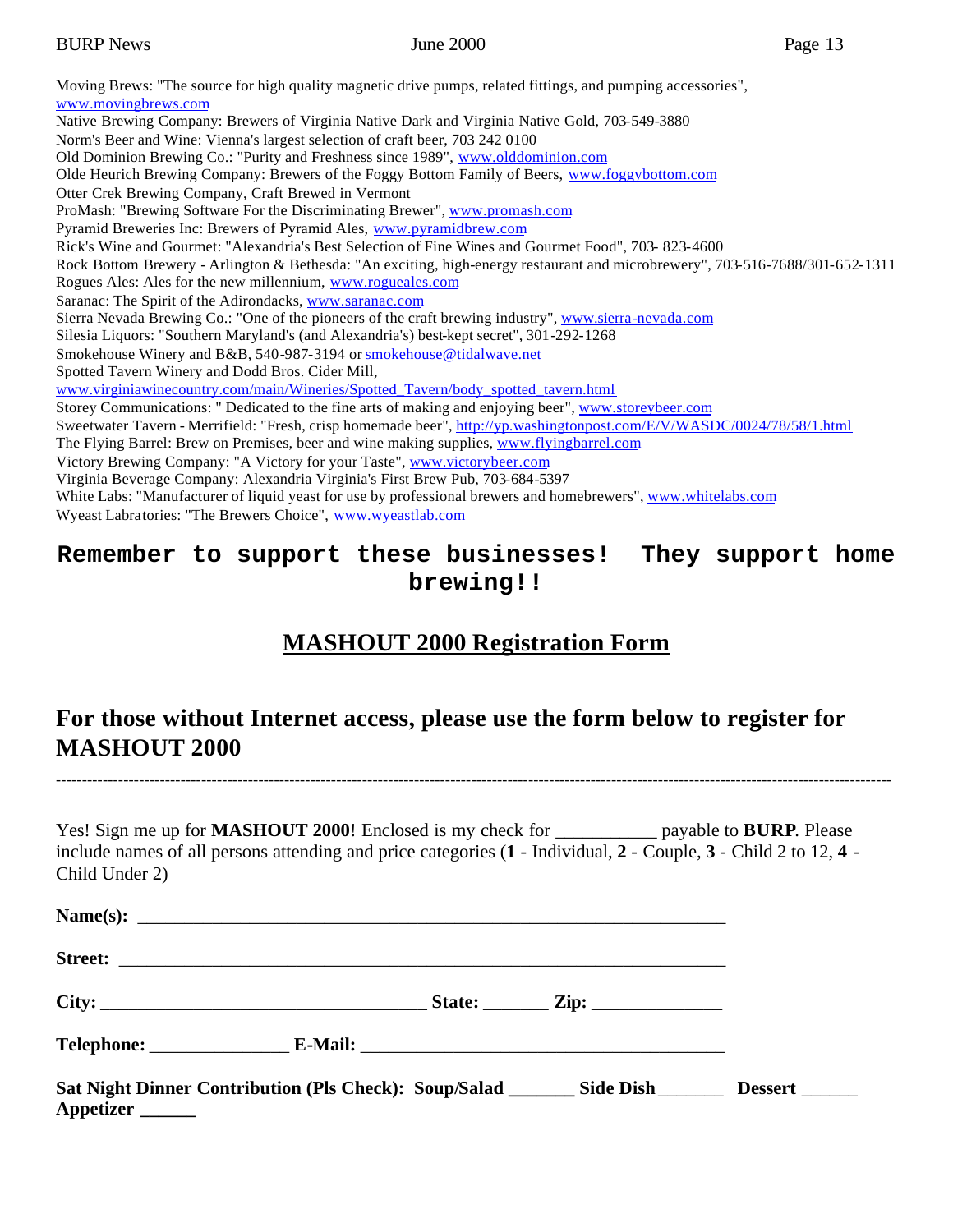Moving Brews: "The source for high quality magnetic drive pumps, related fittings, and pumping accessories", www.movingbrews.com
Native Brewing Company: Brewers of Virginia Native Dark and Virginia Native Gold, 703-549-3880
Norm's Beer and Wine: Vienna's largest selection of craft beer, 703 242 0100
Old Dominion Brewing Co.: "Purity and Freshness since 1989", www.olddominion.com
Olde Heurich Brewing Company: Brewers of the Foggy Bottom Family of Beers, www.foggybottom.com
Otter Crek Brewing Company, Craft Brewed in Vermont
ProMash: "Brewing Software For the Discriminating Brewer", www.promash.com
Pyramid Breweries Inc: Brewers of Pyramid Ales, www.pyramidbrew.com
Rick's Wine and Gourmet: "Alexandria's Best Selection of Fine Wines and Gourmet Food", 703- 823-4600
Rock Bottom Brewery - Arlington & Bethesda: "An exciting, high-energy restaurant and microbrewery", 703-516-7688/301-652-1311
Rogues Ales: Ales for the new millennium, www.rogueales.com
Saranac: The Spirit of the Adirondacks, www.saranac.com
Sierra Nevada Brewing Co.: "One of the pioneers of the craft brewing industry", www.sierra-nevada.com
Silesia Liquors: "Southern Maryland's (and Alexandria's) best-kept secret", 301-292-1268
Smokehouse Winery and B&B, 540-987-3194 or smokehouse@tidalwave.net
Spotted Tavern Winery and Dodd Bros. Cider Mill, www.virginiawinecountry.com/main/Wineries/Spotted_Tavern/body_spotted_tavern.html
Storey Communications: " Dedicated to the fine arts of making and enjoying beer", www.storeybeer.com
Sweetwater Tavern - Merrifield: "Fresh, crisp homemade beer", http://yp.washingtonpost.com/E/V/WASDC/0024/78/58/1.html
The Flying Barrel: Brew on Premises, beer and wine making supplies, www.flyingbarrel.com
Victory Brewing Company: "A Victory for your Taste", www.victorybeer.com
Virginia Beverage Company: Alexandria Virginia's First Brew Pub, 703-684-5397
White Labs: "Manufacturer of liquid yeast for use by professional brewers and homebrewers", www.whitelabs.com
Wyeast Labratories: "The Brewers Choice", www.wyeastlab.com

**Remember to support these businesses! They support home brewing!!**

# MASHOUT 2000 Registration Form

## For those without Internet access, please use the form below to register for MASHOUT 2000

---

Yes! Sign me up for **MASHOUT 2000**! Enclosed is my check for __________ payable to **BURP**. Please include names of all persons attending and price categories (**1** - Individual, **2** - Couple, **3** - Child 2 to 12, **4** - Child Under 2)

**Name(s):** ______________________________________________________________

**Street:** ______________________________________________________________

**City:** __________________________________ **State:** _______ **Zip:** _____________

**Telephone:** ______________ **E-Mail:** ______________________________________

**Sat Night Dinner Contribution (Pls Check): Soup/Salad _______ Side Dish _______ Dessert ______ Appetizer ______**